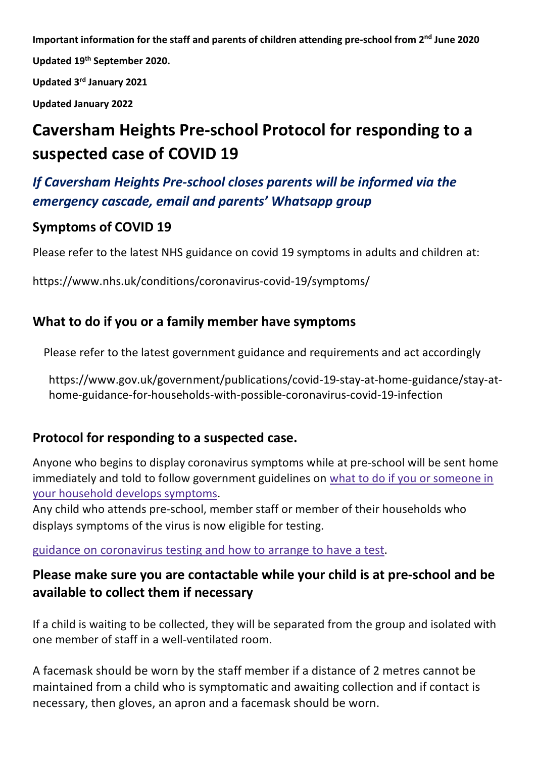**Important information for the staff and parents of children attending pre-school from 2nd June 2020**

**Updated 19th September 2020.**

**Updated 3rd January 2021**

**Updated January 2022**

# Caversham Heights Pre-school Protocol for responding to a suspected case of COVID 19

## *If Caversham Heights Pre-school closes parents will be informed via the emergency cascade, email and parents' Whatsapp group*

### Symptoms of COVID 19

Please refer to the latest NHS guidance on covid 19 symptoms in adults and children at:

https://www.nhs.uk/conditions/coronavirus-covid-19/symptoms/

### What to do if you or a family member have symptoms

Please refer to the latest government guidance and requirements and act accordingly

https://www.gov.uk/government/publications/covid-19-stay-at-home-guidance/stay-at-home-guidance-for-households-with-possible-coronavirus-covid-19-infection

### Protocol for responding to a suspected case.

Anyone who begins to display coronavirus symptoms while at pre-school will be sent home immediately and told to follow government guidelines on what to do if you or someone in your household develops symptoms.
Any child who attends pre-school, member staff or member of their households who displays symptoms of the virus is now eligible for testing.

guidance on coronavirus testing and how to arrange to have a test.

### Please make sure you are contactable while your child is at pre-school and be available to collect them if necessary

If a child is waiting to be collected, they will be separated from the group and isolated with one member of staff in a well-ventilated room.

A facemask should be worn by the staff member if a distance of 2 metres cannot be maintained from a child who is symptomatic and awaiting collection and if contact is necessary, then gloves, an apron and a facemask should be worn.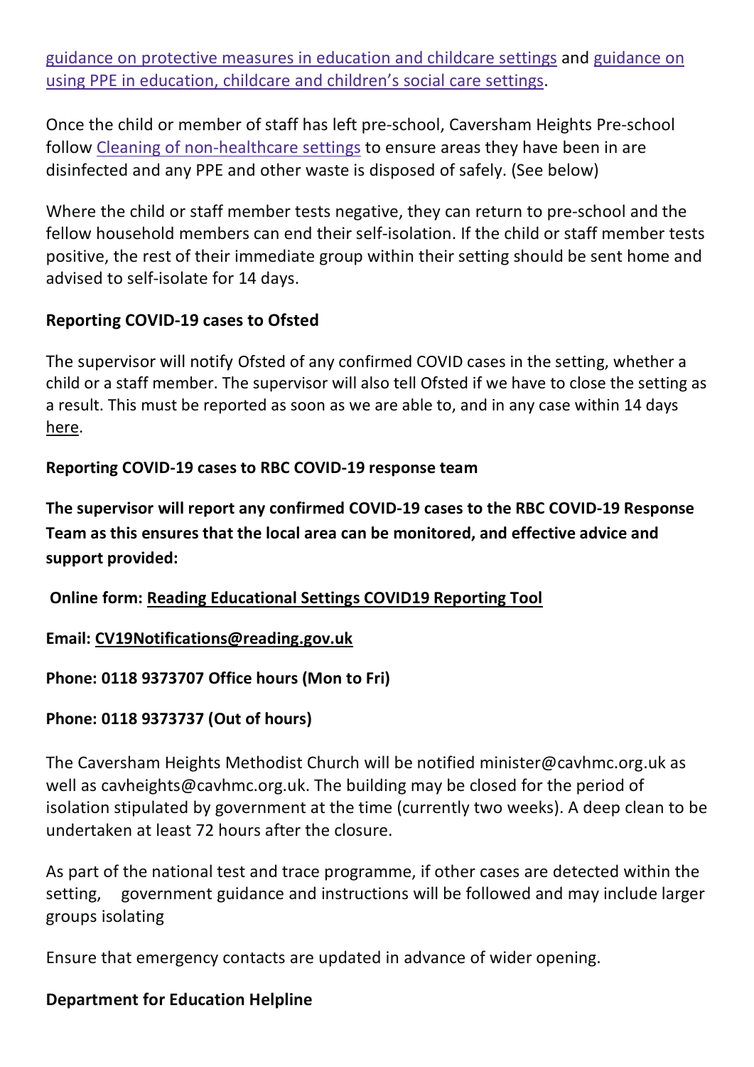guidance on protective measures in education and childcare settings and guidance on using PPE in education, childcare and children's social care settings.

Once the child or member of staff has left pre-school, Caversham Heights Pre-school follow Cleaning of non-healthcare settings to ensure areas they have been in are disinfected and any PPE and other waste is disposed of safely. (See below)

Where the child or staff member tests negative, they can return to pre-school and the fellow household members can end their self-isolation. If the child or staff member tests positive, the rest of their immediate group within their setting should be sent home and advised to self-isolate for 14 days.

**Reporting COVID-19 cases to Ofsted**

The supervisor will notify Ofsted of any confirmed COVID cases in the setting, whether a child or a staff member. The supervisor will also tell Ofsted if we have to close the setting as a result. This must be reported as soon as we are able to, and in any case within 14 days here.

**Reporting COVID-19 cases to RBC COVID-19 response team**

**The supervisor will report any confirmed COVID-19 cases to the RBC COVID-19 Response Team as this ensures that the local area can be monitored, and effective advice and support provided:**

**Online form: Reading Educational Settings COVID19 Reporting Tool**

**Email: CV19Notifications@reading.gov.uk**

**Phone: 0118 9373707 Office hours (Mon to Fri)**

**Phone: 0118 9373737 (Out of hours)**

The Caversham Heights Methodist Church will be notified minister@cavhmc.org.uk as well as cavheights@cavhmc.org.uk. The building may be closed for the period of isolation stipulated by government at the time (currently two weeks). A deep clean to be undertaken at least 72 hours after the closure.

As part of the national test and trace programme, if other cases are detected within the setting, government guidance and instructions will be followed and may include larger groups isolating

Ensure that emergency contacts are updated in advance of wider opening.

**Department for Education Helpline**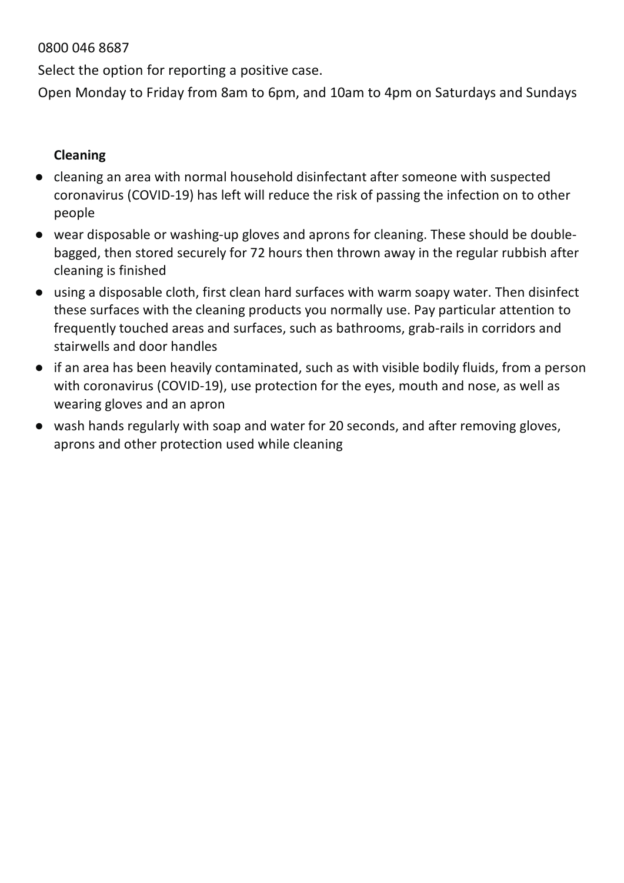0800 046 8687

Select the option for reporting a positive case.

Open Monday to Friday from 8am to 6pm, and 10am to 4pm on Saturdays and Sundays

**Cleaning**

- cleaning an area with normal household disinfectant after someone with suspected coronavirus (COVID-19) has left will reduce the risk of passing the infection on to other people
- wear disposable or washing-up gloves and aprons for cleaning. These should be double-bagged, then stored securely for 72 hours then thrown away in the regular rubbish after cleaning is finished
- using a disposable cloth, first clean hard surfaces with warm soapy water. Then disinfect these surfaces with the cleaning products you normally use. Pay particular attention to frequently touched areas and surfaces, such as bathrooms, grab-rails in corridors and stairwells and door handles
- if an area has been heavily contaminated, such as with visible bodily fluids, from a person with coronavirus (COVID-19), use protection for the eyes, mouth and nose, as well as wearing gloves and an apron
- wash hands regularly with soap and water for 20 seconds, and after removing gloves, aprons and other protection used while cleaning